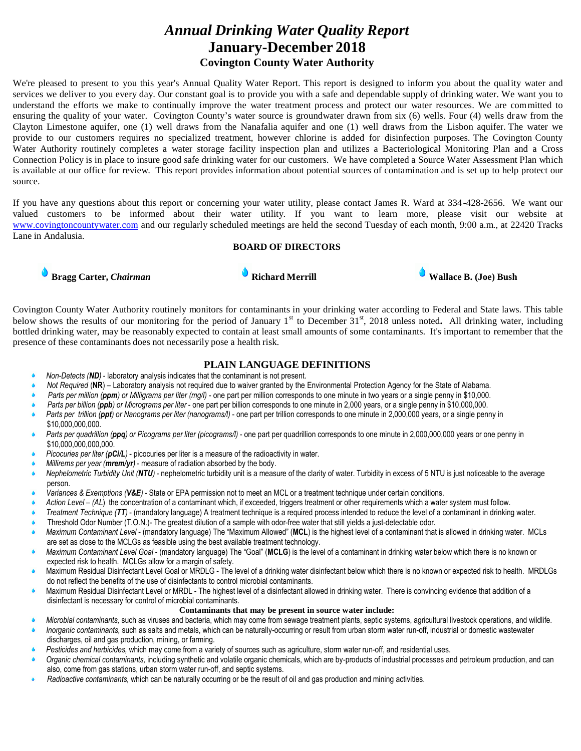# *Annual Drinking Water Quality Report*

# January-December 2018

## Covington County Water Authority

We're pleased to present to you this year's Annual Quality Water Report. This report is designed to inform you about the quality water and services we deliver to you every day. Our constant goal is to provide you with a safe and dependable supply of drinking water. We want you to understand the efforts we make to continually improve the water treatment process and protect our water resources. We are committed to ensuring the quality of your water. Covington County's water source is groundwater drawn from six (6) wells. Four (4) wells draw from the Clayton Limestone aquifer, one (1) well draws from the Nanafalia aquifer and one (1) well draws from the Lisbon aquifer. The water we provide to our customers requires no specialized treatment, however chlorine is added for disinfection purposes. The Covington County Water Authority routinely completes a water storage facility inspection plan and utilizes a Bacteriological Monitoring Plan and a Cross Connection Policy is in place to insure good safe drinking water for our customers. We have completed a Source Water Assessment Plan which is available at our office for review. This report provides information about potential sources of contamination and is set up to help protect our source.

If you have any questions about this report or concerning your water utility, please contact James R. Ward at 334-428-2656. We want our valued customers to be informed about their water utility. If you want to learn more, please visit our website at www.covingtoncountywater.com and our regularly scheduled meetings are held the second Tuesday of each month, 9:00 a.m., at 22420 Tracks Lane in Andalusia.

### BOARD OF DIRECTORS

- **Bragg Carter,** ***Chairman***
- **Richard Merrill**
- **Wallace B. (Joe) Bush**

Covington County Water Authority routinely monitors for contaminants in your drinking water according to Federal and State laws. This table below shows the results of our monitoring for the period of January 1st to December 31st, 2018 unless noted**.** All drinking water, including bottled drinking water, may be reasonably expected to contain at least small amounts of some contaminants. It's important to remember that the presence of these contaminants does not necessarily pose a health risk.

### PLAIN LANGUAGE DEFINITIONS

- *Non-Detects (**ND**)* - laboratory analysis indicates that the contaminant is not present.
- *Not Required* (**NR**) – Laboratory analysis not required due to waiver granted by the Environmental Protection Agency for the State of Alabama.
- *Parts per million (**ppm**) or Milligrams per liter (mg/l)* - one part per million corresponds to one minute in two years or a single penny in $10,000.
- *Parts per billion (**ppb**) or Micrograms per liter* - one part per billion corresponds to one minute in 2,000 years, or a single penny in $10,000,000.
- *Parts per trillion (**ppt**) or Nanograms per liter (nanograms/l)* - one part per trillion corresponds to one minute in 2,000,000 years, or a single penny in $10,000,000,000.
- *Parts per quadrillion (**ppq**) or Picograms per liter (picograms/l)* - one part per quadrillion corresponds to one minute in 2,000,000,000 years or one penny in $10,000,000,000,000.
- *Picocuries per liter (**pCi/L**)* - picocuries per liter is a measure of the radioactivity in water.
- *Millirems per year (**mrem/yr**)* - measure of radiation absorbed by the body.
- *Nephelometric Turbidity Unit (**NTU**)* - nephelometric turbidity unit is a measure of the clarity of water. Turbidity in excess of 5 NTU is just noticeable to the average person.
- *Variances & Exemptions (**V&E**)* - State or EPA permission not to meet an MCL or a treatment technique under certain conditions.
- *Action Level – (AL*) the concentration of a contaminant which, if exceeded, triggers treatment or other requirements which a water system must follow.
- *Treatment Technique (**TT**)* - (mandatory language) A treatment technique is a required process intended to reduce the level of a contaminant in drinking water.
- Threshold Odor Number (T.O.N.)- The greatest dilution of a sample with odor-free water that still yields a just-detectable odor.
- *Maximum Contaminant Level* - (mandatory language) The "Maximum Allowed" (**MCL**) is the highest level of a contaminant that is allowed in drinking water. MCLs are set as close to the MCLGs as feasible using the best available treatment technology.
- *Maximum Contaminant Level Goal* - (mandatory language) The "Goal" (**MCLG**) is the level of a contaminant in drinking water below which there is no known or expected risk to health. MCLGs allow for a margin of safety.
- Maximum Residual Disinfectant Level Goal or MRDLG - The level of a drinking water disinfectant below which there is no known or expected risk to health. MRDLGs do not reflect the benefits of the use of disinfectants to control microbial contaminants.
- Maximum Residual Disinfectant Level or MRDL - The highest level of a disinfectant allowed in drinking water. There is convincing evidence that addition of a disinfectant is necessary for control of microbial contaminants.

**Contaminants that may be present in source water include:**

- *Microbial contaminants,* such as viruses and bacteria, which may come from sewage treatment plants, septic systems, agricultural livestock operations, and wildlife.
- *Inorganic contaminants,* such as salts and metals, which can be naturally-occurring or result from urban storm water run-off, industrial or domestic wastewater discharges, oil and gas production, mining, or farming.
- *Pesticides and herbicides,* which may come from a variety of sources such as agriculture, storm water run-off, and residential uses.
- *Organic chemical contaminants,* including synthetic and volatile organic chemicals, which are by-products of industrial processes and petroleum production, and can also, come from gas stations, urban storm water run-off, and septic systems.
- *Radioactive contaminants,* which can be naturally occurring or be the result of oil and gas production and mining activities.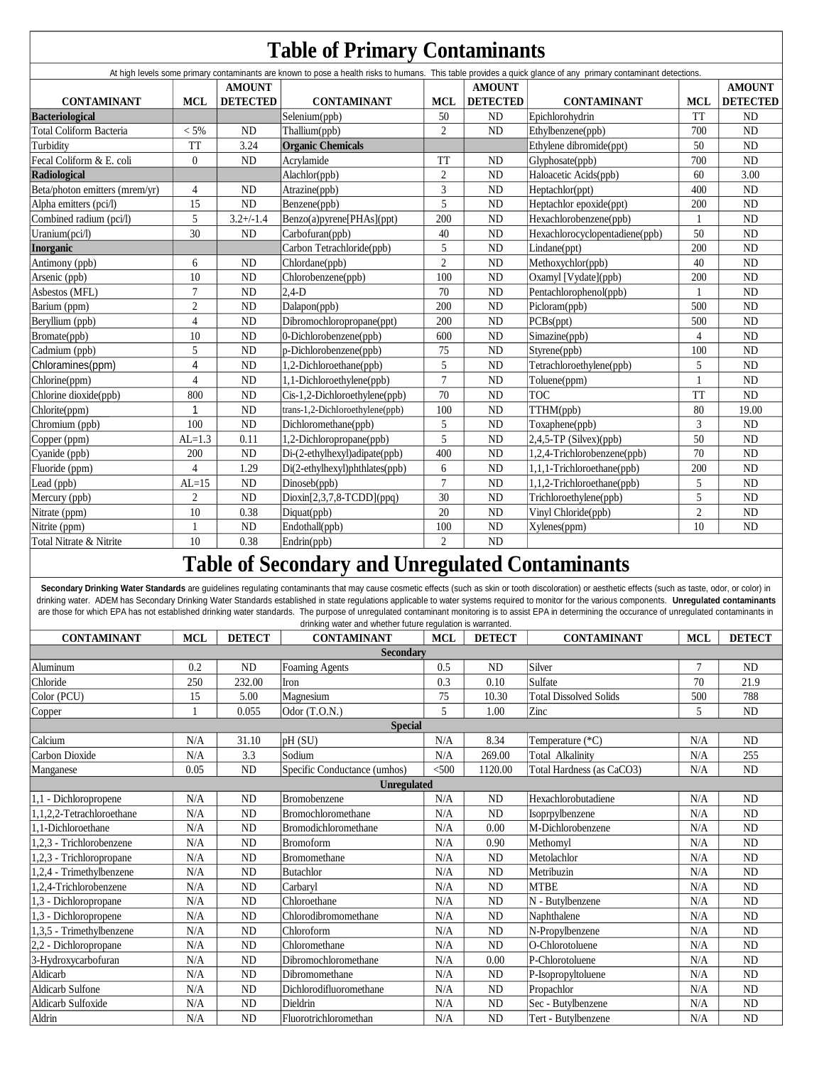# Table of Primary Contaminants

At high levels some primary contaminants are known to pose a health risks to humans. This table provides a quick glance of any primary contaminant detections.

| CONTAMINANT | MCL | AMOUNT DETECTED | CONTAMINANT | MCL | AMOUNT DETECTED | CONTAMINANT | MCL | AMOUNT DETECTED |
|---|---|---|---|---|---|---|---|---|
| **Bacteriological** | | | Selenium(ppb) | 50 | ND | Epichlorohydrin | TT | ND |
| Total Coliform Bacteria | < 5% | ND | Thallium(ppb) | 2 | ND | Ethylbenzene(ppb) | 700 | ND |
| Turbidity | TT | 3.24 | **Organic Chemicals** | | | Ethylene dibromide(ppt) | 50 | ND |
| Fecal Coliform & E. coli | 0 | ND | Acrylamide | TT | ND | Glyphosate(ppb) | 700 | ND |
| **Radiological** | | | Alachlor(ppb) | 2 | ND | Haloacetic Acids(ppb) | 60 | 3.00 |
| Beta/photon emitters (mrem/yr) | 4 | ND | Atrazine(ppb) | 3 | ND | Heptachlor(ppt) | 400 | ND |
| Alpha emitters (pci/l) | 15 | ND | Benzene(ppb) | 5 | ND | Heptachlor epoxide(ppt) | 200 | ND |
| Combined radium (pci/l) | 5 | 3.2+/-1.4 | Benzo(a)pyrene[PHAs](ppt) | 200 | ND | Hexachlorobenzene(ppb) | 1 | ND |
| Uranium(pci/l) | 30 | ND | Carbofuran(ppb) | 40 | ND | Hexachlorocyclopentadiene(ppb) | 50 | ND |
| **Inorganic** | | | Carbon Tetrachloride(ppb) | 5 | ND | Lindane(ppt) | 200 | ND |
| Antimony (ppb) | 6 | ND | Chlordane(ppb) | 2 | ND | Methoxychlor(ppb) | 40 | ND |
| Arsenic (ppb) | 10 | ND | Chlorobenzene(ppb) | 100 | ND | Oxamyl [Vydate](ppb) | 200 | ND |
| Asbestos (MFL) | 7 | ND | 2,4-D | 70 | ND | Pentachlorophenol(ppb) | 1 | ND |
| Barium (ppm) | 2 | ND | Dalapon(ppb) | 200 | ND | Picloram(ppb) | 500 | ND |
| Beryllium (ppb) | 4 | ND | Dibromochloropropane(ppt) | 200 | ND | PCBs(ppt) | 500 | ND |
| Bromate(ppb) | 10 | ND | 0-Dichlorobenzene(ppb) | 600 | ND | Simazine(ppb) | 4 | ND |
| Cadmium (ppb) | 5 | ND | p-Dichlorobenzene(ppb) | 75 | ND | Styrene(ppb) | 100 | ND |
| Chloramines(ppm) | 4 | ND | 1,2-Dichloroethane(ppb) | 5 | ND | Tetrachloroethylene(ppb) | 5 | ND |
| Chlorine(ppm) | 4 | ND | 1,1-Dichloroethylene(ppb) | 7 | ND | Toluene(ppm) | 1 | ND |
| Chlorine dioxide(ppb) | 800 | ND | Cis-1,2-Dichloroethylene(ppb) | 70 | ND | TOC | TT | ND |
| Chlorite(ppm) | 1 | ND | trans-1,2-Dichloroethylene(ppb) | 100 | ND | TTHM(ppb) | 80 | 19.00 |
| Chromium (ppb) | 100 | ND | Dichloromethane(ppb) | 5 | ND | Toxaphene(ppb) | 3 | ND |
| Copper (ppm) | AL=1.3 | 0.11 | 1,2-Dichloropropane(ppb) | 5 | ND | 2,4,5-TP (Silvex)(ppb) | 50 | ND |
| Cyanide (ppb) | 200 | ND | Di-(2-ethylhexyl)adipate(ppb) | 400 | ND | 1,2,4-Trichlorobenzene(ppb) | 70 | ND |
| Fluoride (ppm) | 4 | 1.29 | Di(2-ethylhexyl)phthlates(ppb) | 6 | ND | 1,1,1-Trichloroethane(ppb) | 200 | ND |
| Lead (ppb) | AL=15 | ND | Dinoseb(ppb) | 7 | ND | 1,1,2-Trichloroethane(ppb) | 5 | ND |
| Mercury (ppb) | 2 | ND | Dioxin[2,3,7,8-TCDD](ppq) | 30 | ND | Trichloroethylene(ppb) | 5 | ND |
| Nitrate (ppm) | 10 | 0.38 | Diquat(ppb) | 20 | ND | Vinyl Chloride(ppb) | 2 | ND |
| Nitrite (ppm) | 1 | ND | Endothall(ppb) | 100 | ND | Xylenes(ppm) | 10 | ND |
| Total Nitrate & Nitrite | 10 | 0.38 | Endrin(ppb) | 2 | ND | | | |

# Table of Secondary and Unregulated Contaminants

**Secondary Drinking Water Standards** are guidelines regulating contaminants that may cause cosmetic effects (such as skin or tooth discoloration) or aesthetic effects (such as taste, odor, or color) in drinking water. ADEM has Secondary Drinking Water Standards established in state regulations applicable to water systems required to monitor for the various components. **Unregulated contaminants** are those for which EPA has not established drinking water standards. The purpose of unregulated contaminant monitoring is to assist EPA in determining the occurance of unregulated contaminants in drinking water and whether future regulation is warranted.

| CONTAMINANT | MCL | DETECT | CONTAMINANT | MCL | DETECT | CONTAMINANT | MCL | DETECT |
|---|---|---|---|---|---|---|---|---|
| **Secondary** | | | | | | | | |
| Aluminum | 0.2 | ND | Foaming Agents | 0.5 | ND | Silver | 7 | ND |
| Chloride | 250 | 232.00 | Iron | 0.3 | 0.10 | Sulfate | 70 | 21.9 |
| Color (PCU) | 15 | 5.00 | Magnesium | 75 | 10.30 | Total Dissolved Solids | 500 | 788 |
| Copper | 1 | 0.055 | Odor (T.O.N.) | 5 | 1.00 | Zinc | 5 | ND |
| **Special** | | | | | | | | |
| Calcium | N/A | 31.10 | pH (SU) | N/A | 8.34 | Temperature (*C) | N/A | ND |
| Carbon Dioxide | N/A | 3.3 | Sodium | N/A | 269.00 | Total Alkalinity | N/A | 255 |
| Manganese | 0.05 | ND | Specific Conductance (umhos) | <500 | 1120.00 | Total Hardness (as CaCO3) | N/A | ND |
| **Unregulated** | | | | | | | | |
| 1,1 - Dichloropropene | N/A | ND | Bromobenzene | N/A | ND | Hexachlorobutadiene | N/A | ND |
| 1,1,2,2-Tetrachloroethane | N/A | ND | Bromochloromethane | N/A | ND | Isoprpylbenzene | N/A | ND |
| 1,1-Dichloroethane | N/A | ND | Bromodichloromethane | N/A | 0.00 | M-Dichlorobenzene | N/A | ND |
| 1,2,3 - Trichlorobenzene | N/A | ND | Bromoform | N/A | 0.90 | Methomyl | N/A | ND |
| 1,2,3 - Trichloropropane | N/A | ND | Bromomethane | N/A | ND | Metolachlor | N/A | ND |
| 1,2,4 - Trimethylbenzene | N/A | ND | Butachlor | N/A | ND | Metribuzin | N/A | ND |
| 1,2,4-Trichlorobenzene | N/A | ND | Carbaryl | N/A | ND | MTBE | N/A | ND |
| 1,3 - Dichloropropane | N/A | ND | Chloroethane | N/A | ND | N - Butylbenzene | N/A | ND |
| 1,3 - Dichloropropene | N/A | ND | Chlorodibromomethane | N/A | ND | Naphthalene | N/A | ND |
| 1,3,5 - Trimethylbenzene | N/A | ND | Chloroform | N/A | ND | N-Propylbenzene | N/A | ND |
| 2,2 - Dichloropropane | N/A | ND | Chloromethane | N/A | ND | O-Chlorotoluene | N/A | ND |
| 3-Hydroxycarbofuran | N/A | ND | Dibromochloromethane | N/A | 0.00 | P-Chlorotoluene | N/A | ND |
| Aldicarb | N/A | ND | Dibromomethane | N/A | ND | P-Isopropyltoluene | N/A | ND |
| Aldicarb Sulfone | N/A | ND | Dichlorodifluoromethane | N/A | ND | Propachlor | N/A | ND |
| Aldicarb Sulfoxide | N/A | ND | Dieldrin | N/A | ND | Sec - Butylbenzene | N/A | ND |
| Aldrin | N/A | ND | Fluorotrichloromethan | N/A | ND | Tert - Butylbenzene | N/A | ND |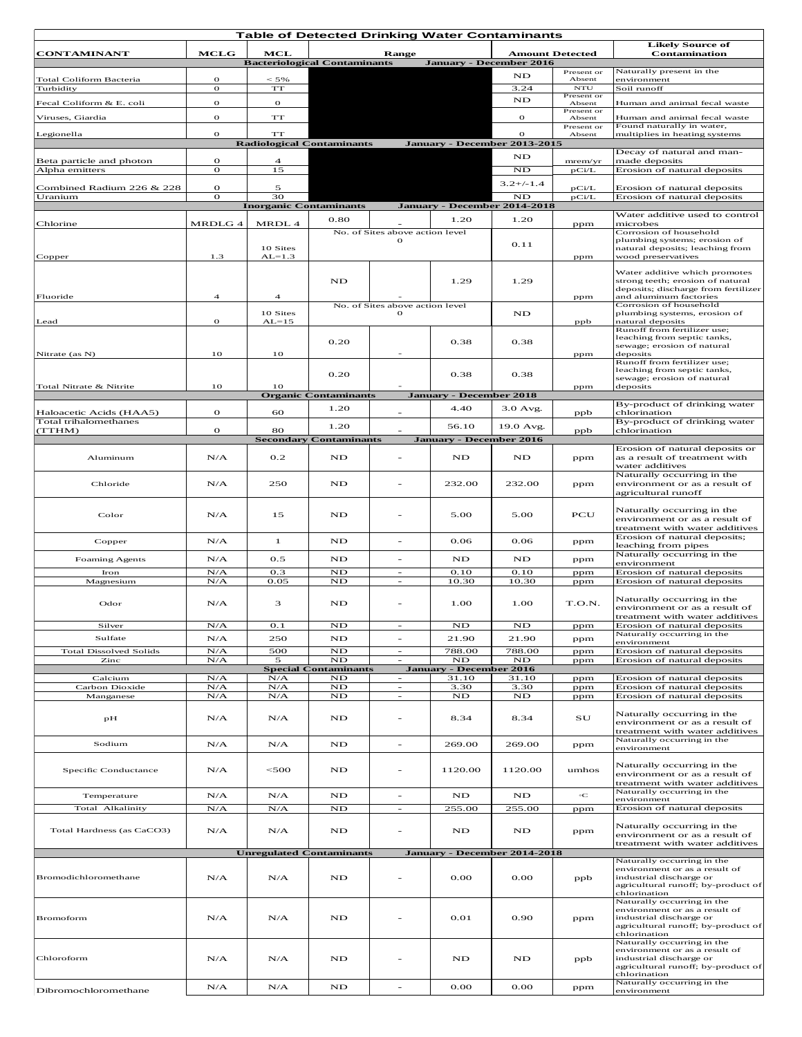## Table of Detected Drinking Water Contaminants

| CONTAMINANT | MCLG | MCL | Range | | | Amount Detected | | Likely Source of Contamination |
|---|---|---|---|---|---|---|---|---|
| **Bacteriological Contaminants** | | | **January - December 2016** | | | | | |
| Total Coliform Bacteria | 0 | < 5% | | | | ND | Present or Absent | Naturally present in the environment |
| Turbidity | 0 | TT | | | | 3.24 | NTU | Soil runoff |
| Fecal Coliform & E. coli | 0 | 0 | | | | ND | Present or Absent | Human and animal fecal waste |
| Viruses, Giardia | 0 | TT | | | | 0 | Present or Absent | Human and animal fecal waste |
| Legionella | 0 | TT | | | | 0 | Present or Absent | Found naturally in water, multiplies in heating systems |
| **Radiological Contaminants** | | | **January - December 2013-2015** | | | | | |
| Beta particle and photon | 0 | 4 | | | | ND | mrem/yr | Decay of natural and man-made deposits |
| Alpha emitters | 0 | 15 | | | | ND | pCi/L | Erosion of natural deposits |
| Combined Radium 226 & 228 | 0 | 5 | | | | 3.2+/-1.4 | pCi/L | Erosion of natural deposits |
| Uranium | 0 | 30 | | | | ND | pCi/L | Erosion of natural deposits |
| **Inorganic Contaminants** | | | **January - December 2014-2018** | | | | | |
| Chlorine | MRDLG 4 | MRDL 4 | 0.80 | - | 1.20 | 1.20 | ppm | Water additive used to control microbes |
| Copper | 1.3 | 10 Sites AL=1.3 | No. of Sites above action level 0 | | | 0.11 | ppm | Corrosion of household plumbing systems; erosion of natural deposits; leaching from wood preservatives |
| Fluoride | 4 | 4 | ND | - | 1.29 | 1.29 | ppm | Water additive which promotes strong teeth; erosion of natural deposits; discharge from fertilizer and aluminum factories |
| Lead | 0 | 10 Sites AL=15 | No. of Sites above action level 0 | | | ND | ppb | Corrosion of household plumbing systems, erosion of natural deposits |
| Nitrate (as N) | 10 | 10 | 0.20 | - | 0.38 | 0.38 | ppm | Runoff from fertilizer use; leaching from septic tanks, sewage; erosion of natural deposits |
| Total Nitrate & Nitrite | 10 | 10 | 0.20 | - | 0.38 | 0.38 | ppm | Runoff from fertilizer use; leaching from septic tanks, sewage; erosion of natural deposits |
| **Organic Contaminants** | | | **January - December 2018** | | | | | |
| Haloacetic Acids (HAA5) | 0 | 60 | 1.20 | - | 4.40 | 3.0 Avg. | ppb | By-product of drinking water chlorination |
| Total trihalomethanes (TTHM) | 0 | 80 | 1.20 | - | 56.10 | 19.0 Avg. | ppb | By-product of drinking water chlorination |
| **Secondary Contaminants** | | | **January - December 2016** | | | | | |
| Aluminum | N/A | 0.2 | ND | - | ND | ND | ppm | Erosion of natural deposits or as a result of treatment with water additives |
| Chloride | N/A | 250 | ND | - | 232.00 | 232.00 | ppm | Naturally occurring in the environment or as a result of agricultural runoff |
| Color | N/A | 15 | ND | - | 5.00 | 5.00 | PCU | Naturally occurring in the environment or as a result of treatment with water additives |
| Copper | N/A | 1 | ND | - | 0.06 | 0.06 | ppm | Erosion of natural deposits; leaching from pipes |
| Foaming Agents | N/A | 0.5 | ND | - | ND | ND | ppm | Naturally occurring in the environment |
| Iron | N/A | 0.3 | ND | - | 0.10 | 0.10 | ppm | Erosion of natural deposits |
| Magnesium | N/A | 0.05 | ND | - | 10.30 | 10.30 | ppm | Erosion of natural deposits |
| Odor | N/A | 3 | ND | - | 1.00 | 1.00 | T.O.N. | Naturally occurring in the environment or as a result of treatment with water additives |
| Silver | N/A | 0.1 | ND | - | ND | ND | ppm | Erosion of natural deposits |
| Sulfate | N/A | 250 | ND | - | 21.90 | 21.90 | ppm | Naturally occurring in the environment |
| Total Dissolved Solids | N/A | 500 | ND | - | 788.00 | 788.00 | ppm | Erosion of natural deposits |
| Zinc | N/A | 5 | ND | - | ND | ND | ppm | Erosion of natural deposits |
| **Special Contaminants** | | | **January - December 2016** | | | | | |
| Calcium | N/A | N/A | ND | - | 31.10 | 31.10 | ppm | Erosion of natural deposits |
| Carbon Dioxide | N/A | N/A | ND | - | 3.30 | 3.30 | ppm | Erosion of natural deposits |
| Manganese | N/A | N/A | ND | - | ND | ND | ppm | Erosion of natural deposits |
| pH | N/A | N/A | ND | - | 8.34 | 8.34 | SU | Naturally occurring in the environment or as a result of treatment with water additives |
| Sodium | N/A | N/A | ND | - | 269.00 | 269.00 | ppm | Naturally occurring in the environment |
| Specific Conductance | N/A | <500 | ND | - | 1120.00 | 1120.00 | umhos | Naturally occurring in the environment or as a result of treatment with water additives |
| Temperature | N/A | N/A | ND | - | ND | ND | °C | Naturally occurring in the environment |
| Total Alkalinity | N/A | N/A | ND | - | 255.00 | 255.00 | ppm | Erosion of natural deposits |
| Total Hardness (as CaCO3) | N/A | N/A | ND | - | ND | ND | ppm | Naturally occurring in the environment or as a result of treatment with water additives |
| **Unregulated Contaminants** | | | **January - December 2014-2018** | | | | | |
| Bromodichloromethane | N/A | N/A | ND | - | 0.00 | 0.00 | ppb | Naturally occurring in the environment or as a result of industrial discharge or agricultural runoff; by-product of chlorination |
| Bromoform | N/A | N/A | ND | - | 0.01 | 0.90 | ppm | Naturally occurring in the environment or as a result of industrial discharge or agricultural runoff; by-product of chlorination |
| Chloroform | N/A | N/A | ND | - | ND | ND | ppb | Naturally occurring in the environment or as a result of industrial discharge or agricultural runoff; by-product of chlorination |
| Dibromochloromethane | N/A | N/A | ND | - | 0.00 | 0.00 | ppm | Naturally occurring in the environment |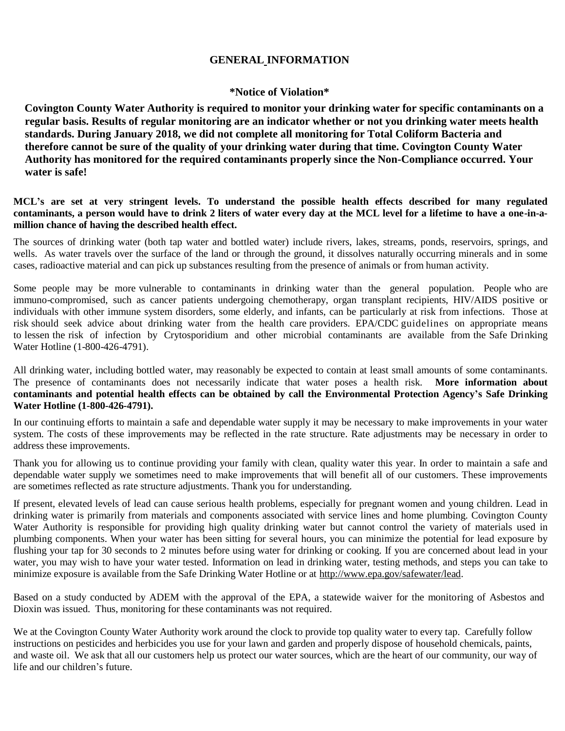## GENERAL INFORMATION

### *Notice of Violation*

**Covington County Water Authority is required to monitor your drinking water for specific contaminants on a regular basis. Results of regular monitoring are an indicator whether or not you drinking water meets health standards. During January 2018, we did not complete all monitoring for Total Coliform Bacteria and therefore cannot be sure of the quality of your drinking water during that time. Covington County Water Authority has monitored for the required contaminants properly since the Non-Compliance occurred. Your water is safe!**

**MCL's are set at very stringent levels. To understand the possible health effects described for many regulated contaminants, a person would have to drink 2 liters of water every day at the MCL level for a lifetime to have a one-in-a-million chance of having the described health effect.**

The sources of drinking water (both tap water and bottled water) include rivers, lakes, streams, ponds, reservoirs, springs, and wells. As water travels over the surface of the land or through the ground, it dissolves naturally occurring minerals and in some cases, radioactive material and can pick up substances resulting from the presence of animals or from human activity.

Some people may be more vulnerable to contaminants in drinking water than the general population. People who are immuno-compromised, such as cancer patients undergoing chemotherapy, organ transplant recipients, HIV/AIDS positive or individuals with other immune system disorders, some elderly, and infants, can be particularly at risk from infections. Those at risk should seek advice about drinking water from the health care providers. EPA/CDC guidelines on appropriate means to lessen the risk of infection by Crytosporidium and other microbial contaminants are available from the Safe Drinking Water Hotline (1-800-426-4791).

All drinking water, including bottled water, may reasonably be expected to contain at least small amounts of some contaminants. The presence of contaminants does not necessarily indicate that water poses a health risk. **More information about contaminants and potential health effects can be obtained by call the Environmental Protection Agency's Safe Drinking Water Hotline (1-800-426-4791).**

In our continuing efforts to maintain a safe and dependable water supply it may be necessary to make improvements in your water system. The costs of these improvements may be reflected in the rate structure. Rate adjustments may be necessary in order to address these improvements.

Thank you for allowing us to continue providing your family with clean, quality water this year. In order to maintain a safe and dependable water supply we sometimes need to make improvements that will benefit all of our customers. These improvements are sometimes reflected as rate structure adjustments. Thank you for understanding.

If present, elevated levels of lead can cause serious health problems, especially for pregnant women and young children. Lead in drinking water is primarily from materials and components associated with service lines and home plumbing. Covington County Water Authority is responsible for providing high quality drinking water but cannot control the variety of materials used in plumbing components. When your water has been sitting for several hours, you can minimize the potential for lead exposure by flushing your tap for 30 seconds to 2 minutes before using water for drinking or cooking. If you are concerned about lead in your water, you may wish to have your water tested. Information on lead in drinking water, testing methods, and steps you can take to minimize exposure is available from the Safe Drinking Water Hotline or at http://www.epa.gov/safewater/lead.

Based on a study conducted by ADEM with the approval of the EPA, a statewide waiver for the monitoring of Asbestos and Dioxin was issued. Thus, monitoring for these contaminants was not required.

We at the Covington County Water Authority work around the clock to provide top quality water to every tap. Carefully follow instructions on pesticides and herbicides you use for your lawn and garden and properly dispose of household chemicals, paints, and waste oil. We ask that all our customers help us protect our water sources, which are the heart of our community, our way of life and our children's future.